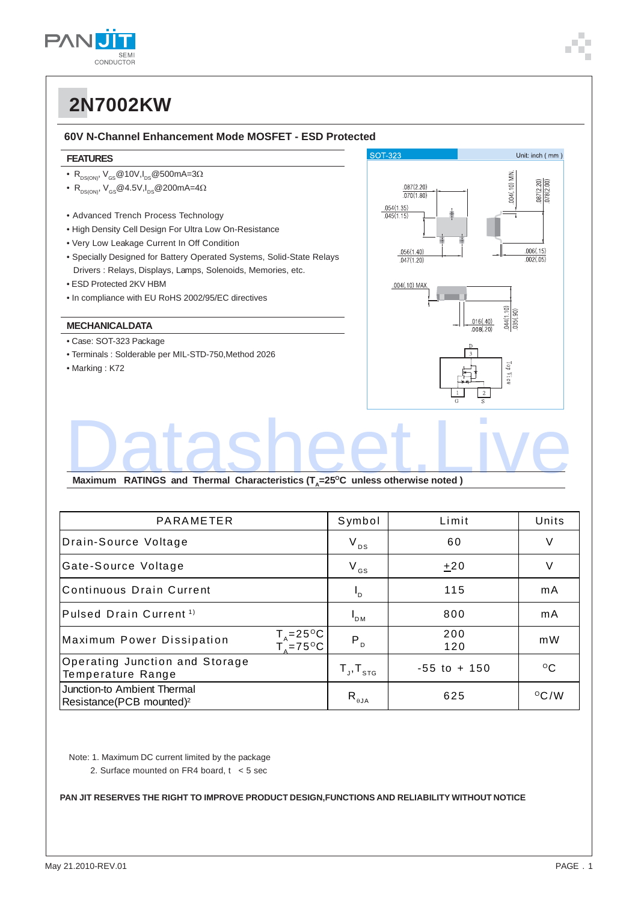# 2N7002KW

## 60V N-Channel Enhancement Mode MOSFET - ESD Protected

### FEATURES

- $R_{DS(ON)}$, $V_{GS}$@10V,$I_{DS}$@500mA=3Ω
- $R_{DS(ON)}$, $V_{GS}$@4.5V,$I_{DS}$@200mA=4Ω

- Advanced Trench Process Technology
- High Density Cell Design For Ultra Low On-Resistance
- Very Low Leakage Current In Off Condition
- Specially Designed for Battery Operated Systems, Solid-State Relays Drivers : Relays, Displays, Lamps, Solenoids, Memories, etc.
- ESD Protected 2KV HBM
- In compliance with EU RoHS 2002/95/EC directives

### MECHANICALDATA

- Case: SOT-323 Package
- Terminals : Solderable per MIL-STD-750,Method 2026
- Marking : K72

SOT-323 Unit: inch ( mm )

.087(2.20) .070(1.80)
.054(1.35) .045(1.15)
.056(1.40) .047(1.20)
.004(.10) MIN.
.087(2.20) .078(2.00)
.006(.15) .002(.05)
.004(.10) MAX.
.016(.40) .008(.20)
.044(1.10) .035(.90)

Top View — D 3, G 1, S 2

### Maximum RATINGS and Thermal Characteristics ($T_A$=25°C unless otherwise noted )

| PARAMETER | | Symbol | Limit | Units |
|---|---|---|---|---|
| Drain-Source Voltage | | $V_{DS}$ | 60 | V |
| Gate-Source Voltage | | $V_{GS}$ | ±20 | V |
| Continuous Drain Current | | $I_D$ | 115 | mA |
| Pulsed Drain Current [1)] | | $I_{DM}$ | 800 | mA |
| Maximum Power Dissipation | $T_A$=25°C<br>$T_A$=75°C | $P_D$ | 200<br>120 | mW |
| Operating Junction and Storage Temperature Range | | $T_J$,$T_{STG}$ | -55 to + 150 | °C |
| Junction-to Ambient Thermal Resistance(PCB mounted)[2] | | $R_{\theta JA}$ | 625 | °C/W |

Note: 1. Maximum DC current limited by the package
2. Surface mounted on FR4 board, t < 5 sec

**PAN JIT RESERVES THE RIGHT TO IMPROVE PRODUCT DESIGN,FUNCTIONS AND RELIABILITY WITHOUT NOTICE**

May 21.2010-REV.01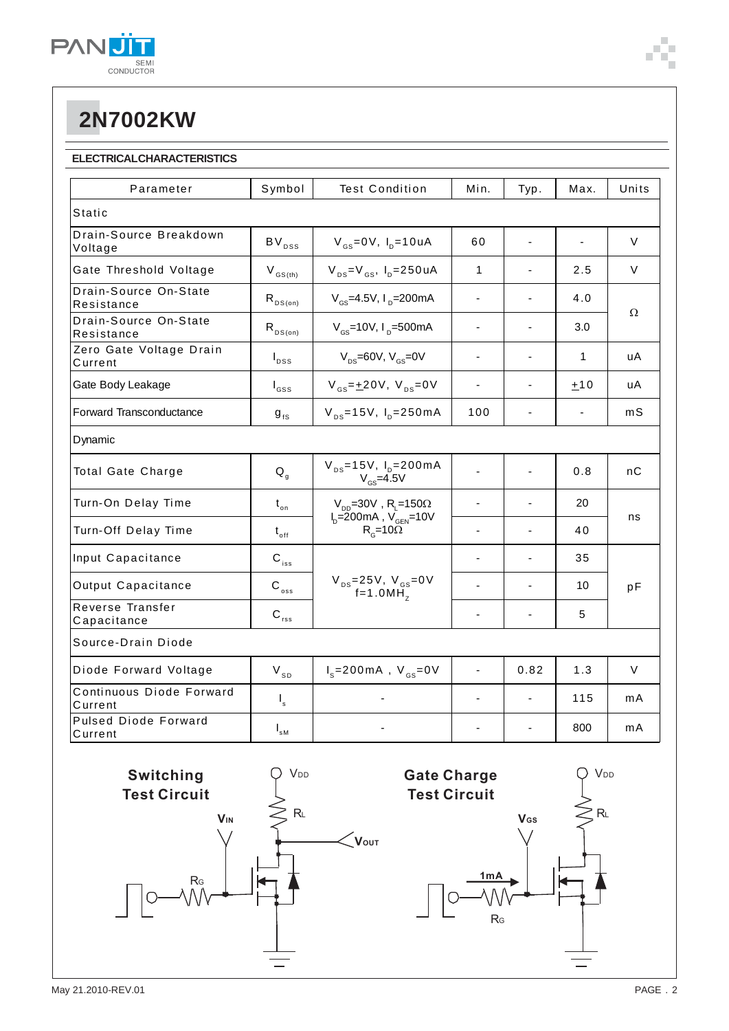# 2N7002KW

## ELECTRICALCHARACTERISTICS

| Parameter | Symbol | Test Condition | Min. | Typ. | Max. | Units |
|---|---|---|---|---|---|---|
| Static | | | | | | |
| Drain-Source Breakdown Voltage | $BV_{DSS}$ | $V_{GS}$=0V, $I_D$=10uA | 60 | - | - | V |
| Gate Threshold Voltage | $V_{GS(th)}$ | $V_{DS}$=$V_{GS}$, $I_D$=250uA | 1 | - | 2.5 | V |
| Drain-Source On-State Resistance | $R_{DS(on)}$ | $V_{GS}$=4.5V, $I_D$=200mA | - | - | 4.0 | Ω |
| Drain-Source On-State Resistance | $R_{DS(on)}$ | $V_{GS}$=10V, $I_D$=500mA | - | - | 3.0 | Ω |
| Zero Gate Voltage Drain Current | $I_{DSS}$ | $V_{DS}$=60V, $V_{GS}$=0V | - | - | 1 | uA |
| Gate Body Leakage | $I_{GSS}$ | $V_{GS}$=±20V, $V_{DS}$=0V | - | - | ±10 | uA |
| Forward Transconductance | $g_{fs}$ | $V_{DS}$=15V, $I_D$=250mA | 100 | - | - | mS |
| Dynamic | | | | | | |
| Total Gate Charge | $Q_g$ | $V_{DS}$=15V, $I_D$=200mA $V_{GS}$=4.5V | - | - | 0.8 | nC |
| Turn-On Delay Time | $t_{on}$ | $V_{DD}$=30V , $R_L$=150Ω $I_D$=200mA , $V_{GEN}$=10V $R_G$=10Ω | - | - | 20 | ns |
| Turn-Off Delay Time | $t_{off}$ | $V_{DD}$=30V , $R_L$=150Ω $I_D$=200mA , $V_{GEN}$=10V $R_G$=10Ω | - | - | 40 | ns |
| Input Capacitance | $C_{iss}$ | $V_{DS}$=25V, $V_{GS}$=0V f=1.0MHz | - | - | 35 | pF |
| Output Capacitance | $C_{oss}$ | $V_{DS}$=25V, $V_{GS}$=0V f=1.0MHz | - | - | 10 | pF |
| Reverse Transfer Capacitance | $C_{rss}$ | $V_{DS}$=25V, $V_{GS}$=0V f=1.0MHz | - | - | 5 | pF |
| Source-Drain Diode | | | | | | |
| Diode Forward Voltage | $V_{SD}$ | $I_S$=200mA , $V_{GS}$=0V | - | 0.82 | 1.3 | V |
| Continuous Diode Forward Current | $I_S$ | - | - | - | 115 | mA |
| Pulsed Diode Forward Current | $I_{SM}$ | - | - | - | 800 | mA |

**Switching Test Circuit**

**Gate Charge Test Circuit**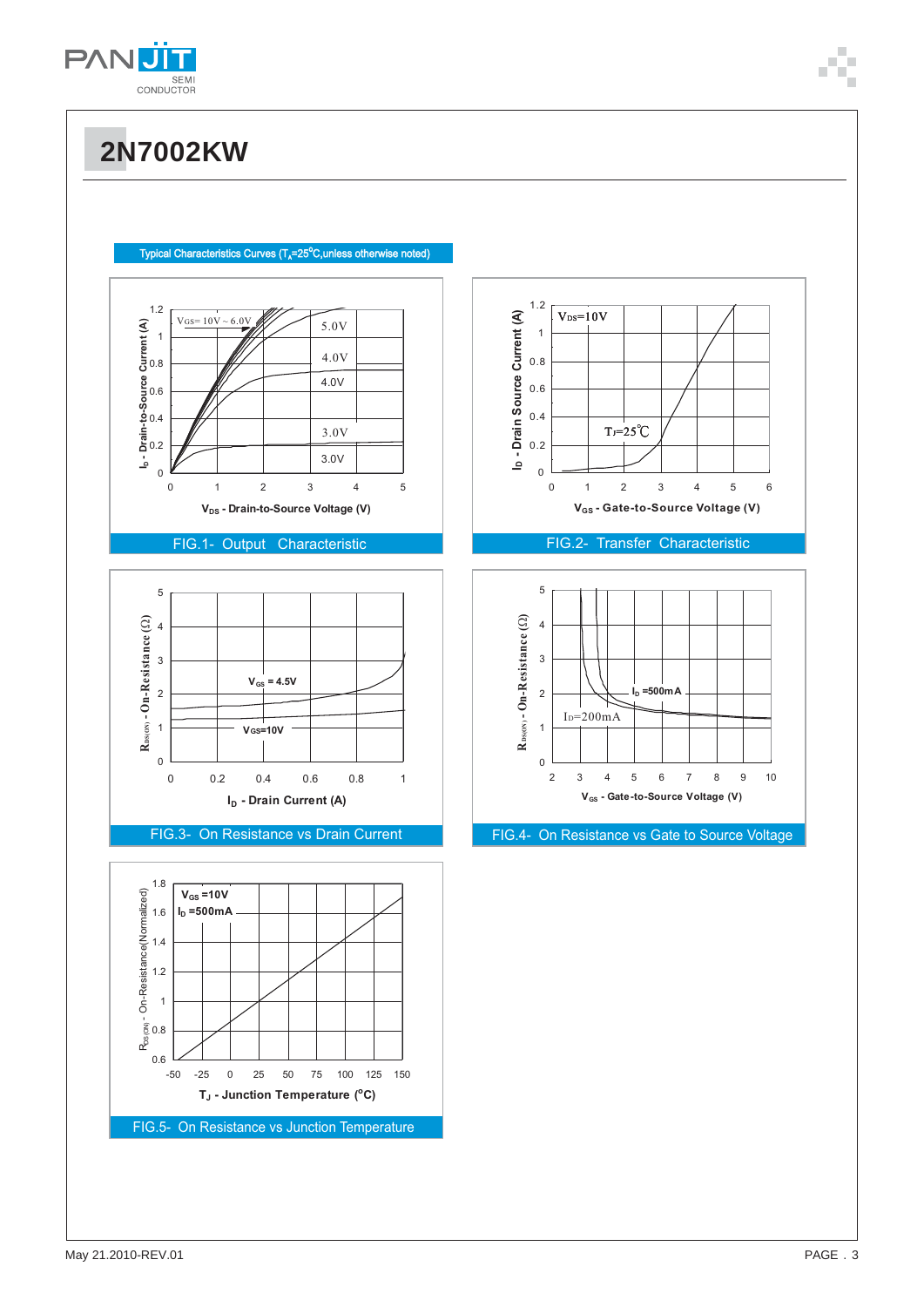# 2N7002KW

Typical Characteristics Curves ($T_A$=25°C,unless otherwise noted)

FIG.1- Output Characteristic

FIG.2- Transfer Characteristic

FIG.3- On Resistance vs Drain Current

FIG.4- On Resistance vs Gate to Source Voltage

FIG.5- On Resistance vs Junction Temperature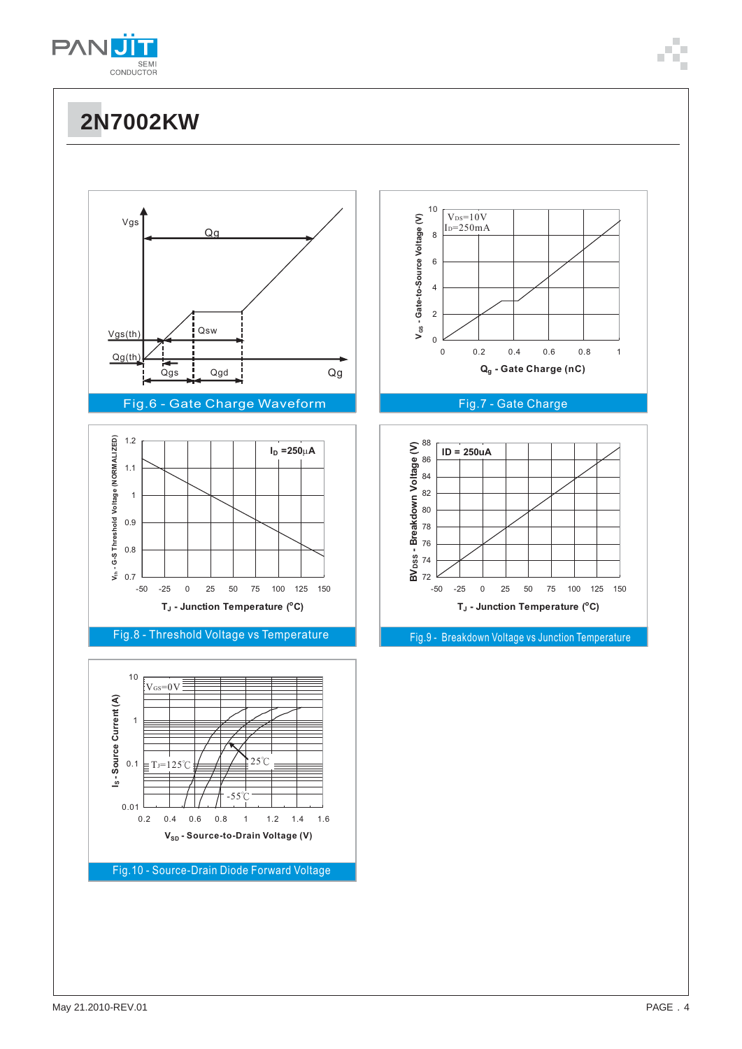# 2N7002KW

Vgs

Qg

Vgs(th)

Qsw

Qg(th)

Qgs

Qgd

Qg

Fig.6 - Gate Charge Waveform

$V_{GS}$ - Gate-to-Source Voltage (V)

$V_{DS}$=10V

$I_D$=250mA

10, 8, 6, 4, 2, 0

0, 0.2, 0.4, 0.6, 0.8, 1

$Q_g$ - Gate Charge (nC)

Fig.7 - Gate Charge

$V_{th}$ - G-S Threshold Voltage (NORMALIZED)

$I_D$ =250μA

1.2, 1.1, 1, 0.9, 0.8, 0.7

-50, -25, 0, 25, 50, 75, 100, 125, 150

$T_J$ - Junction Temperature (°C)

Fig.8 - Threshold Voltage vs Temperature

$BV_{DSS}$ - Breakdown Voltage (V)

ID = 250uA

88, 86, 84, 82, 80, 78, 76, 74, 72

-50, -25, 0, 25, 50, 75, 100, 125, 150

$T_J$ - Junction Temperature (°C)

Fig.9 - Breakdown Voltage vs Junction Temperature

$I_S$ - Source Current (A)

$V_{GS}$=0V

$T_J$=125℃

25℃

-55℃

10, 1, 0.1, 0.01

0.2, 0.4, 0.6, 0.8, 1, 1.2, 1.4, 1.6

$V_{SD}$ - Source-to-Drain Voltage (V)

Fig.10 - Source-Drain Diode Forward Voltage

May 21.2010-REV.01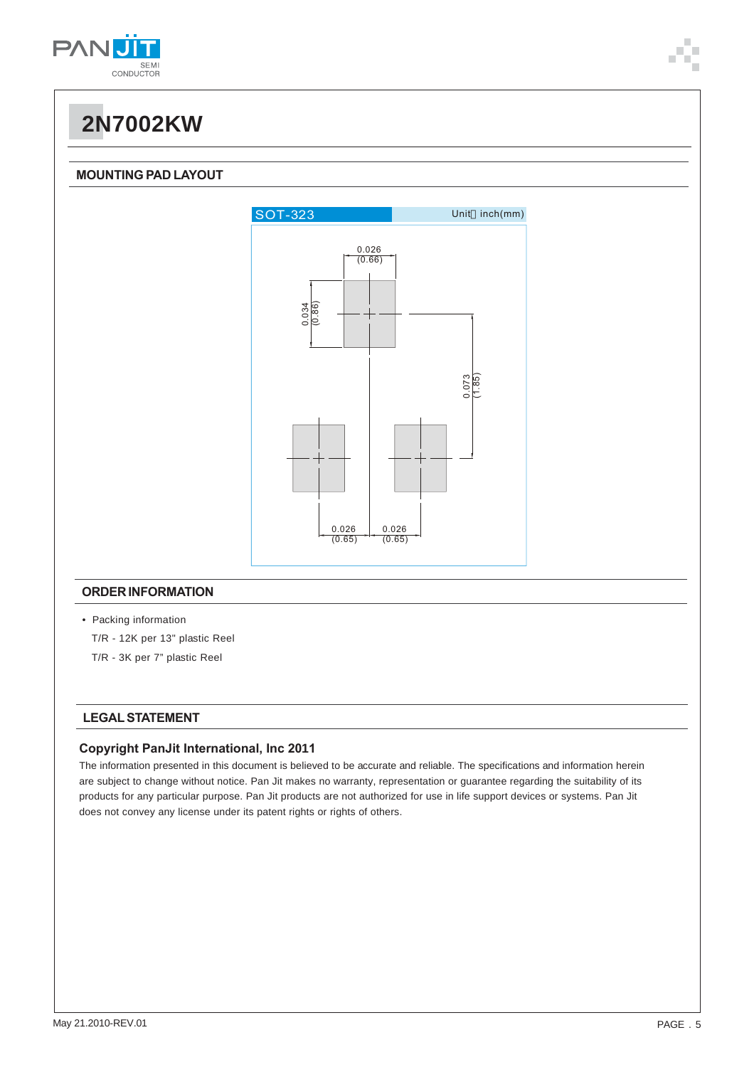# 2N7002KW

## MOUNTING PAD LAYOUT

SOT-323

Unit： inch(mm)

0.026
(0.66)

0.034
(0.86)

0.073
(1.85)

0.026
(0.65)

0.026
(0.65)

## ORDER INFORMATION

- Packing information

  T/R - 12K per 13" plastic Reel

  T/R - 3K per 7" plastic Reel

## LEGAL STATEMENT

### Copyright PanJit International, Inc 2011

The information presented in this document is believed to be accurate and reliable. The specifications and information herein are subject to change without notice. Pan Jit makes no warranty, representation or guarantee regarding the suitability of its products for any particular purpose. Pan Jit products are not authorized for use in life support devices or systems. Pan Jit does not convey any license under its patent rights or rights of others.

May 21.2010-REV.01